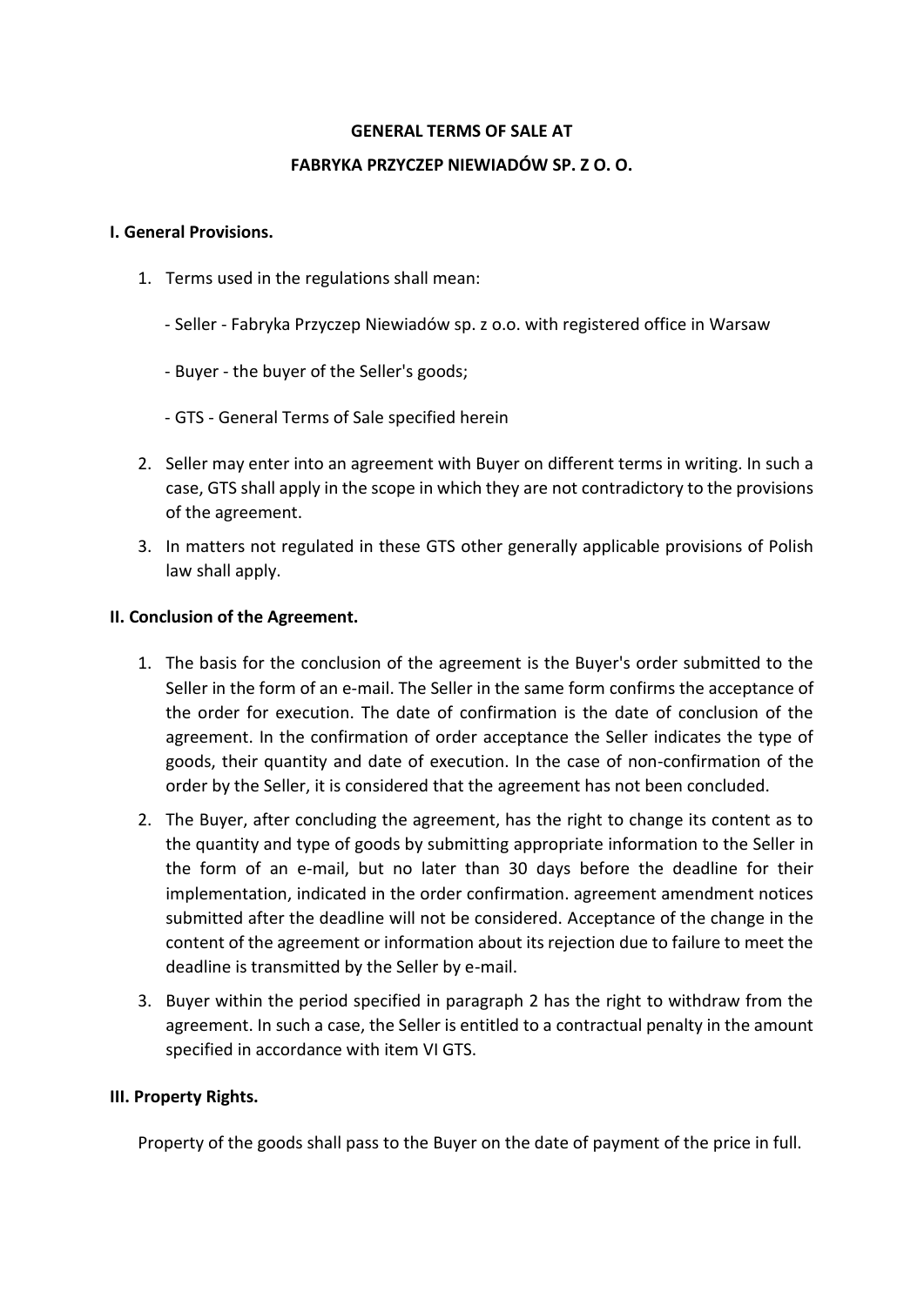# GENERAL TERMS OF SALE AT

# FABRYKA PRZYCZEP NIEWIADÓW SP. Z O. O.

## I. General Provisions.

1. Terms used in the regulations shall mean:

   - Seller - Fabryka Przyczep Niewiadów sp. z o.o. with registered office in Warsaw

   - Buyer - the buyer of the Seller's goods;

   - GTS - General Terms of Sale specified herein

2. Seller may enter into an agreement with Buyer on different terms in writing. In such a case, GTS shall apply in the scope in which they are not contradictory to the provisions of the agreement.
3. In matters not regulated in these GTS other generally applicable provisions of Polish law shall apply.

## II. Conclusion of the Agreement.

1. The basis for the conclusion of the agreement is the Buyer's order submitted to the Seller in the form of an e-mail. The Seller in the same form confirms the acceptance of the order for execution. The date of confirmation is the date of conclusion of the agreement. In the confirmation of order acceptance the Seller indicates the type of goods, their quantity and date of execution. In the case of non-confirmation of the order by the Seller, it is considered that the agreement has not been concluded.
2. The Buyer, after concluding the agreement, has the right to change its content as to the quantity and type of goods by submitting appropriate information to the Seller in the form of an e-mail, but no later than 30 days before the deadline for their implementation, indicated in the order confirmation. agreement amendment notices submitted after the deadline will not be considered. Acceptance of the change in the content of the agreement or information about its rejection due to failure to meet the deadline is transmitted by the Seller by e-mail.
3. Buyer within the period specified in paragraph 2 has the right to withdraw from the agreement. In such a case, the Seller is entitled to a contractual penalty in the amount specified in accordance with item VI GTS.

## III. Property Rights.

Property of the goods shall pass to the Buyer on the date of payment of the price in full.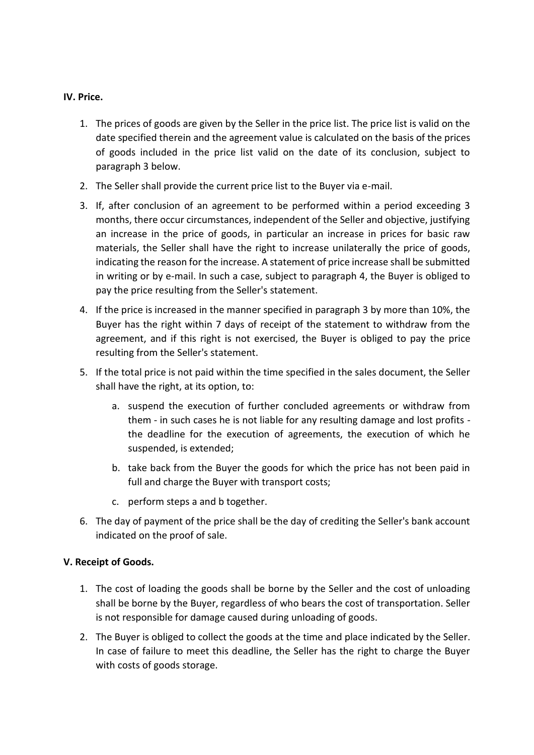**IV. Price.**

1. The prices of goods are given by the Seller in the price list. The price list is valid on the date specified therein and the agreement value is calculated on the basis of the prices of goods included in the price list valid on the date of its conclusion, subject to paragraph 3 below.
2. The Seller shall provide the current price list to the Buyer via e-mail.
3. If, after conclusion of an agreement to be performed within a period exceeding 3 months, there occur circumstances, independent of the Seller and objective, justifying an increase in the price of goods, in particular an increase in prices for basic raw materials, the Seller shall have the right to increase unilaterally the price of goods, indicating the reason for the increase. A statement of price increase shall be submitted in writing or by e-mail. In such a case, subject to paragraph 4, the Buyer is obliged to pay the price resulting from the Seller's statement.
4. If the price is increased in the manner specified in paragraph 3 by more than 10%, the Buyer has the right within 7 days of receipt of the statement to withdraw from the agreement, and if this right is not exercised, the Buyer is obliged to pay the price resulting from the Seller's statement.
5. If the total price is not paid within the time specified in the sales document, the Seller shall have the right, at its option, to:
   a. suspend the execution of further concluded agreements or withdraw from them - in such cases he is not liable for any resulting damage and lost profits - the deadline for the execution of agreements, the execution of which he suspended, is extended;
   b. take back from the Buyer the goods for which the price has not been paid in full and charge the Buyer with transport costs;
   c. perform steps a and b together.
6. The day of payment of the price shall be the day of crediting the Seller's bank account indicated on the proof of sale.

**V. Receipt of Goods.**

1. The cost of loading the goods shall be borne by the Seller and the cost of unloading shall be borne by the Buyer, regardless of who bears the cost of transportation. Seller is not responsible for damage caused during unloading of goods.
2. The Buyer is obliged to collect the goods at the time and place indicated by the Seller. In case of failure to meet this deadline, the Seller has the right to charge the Buyer with costs of goods storage.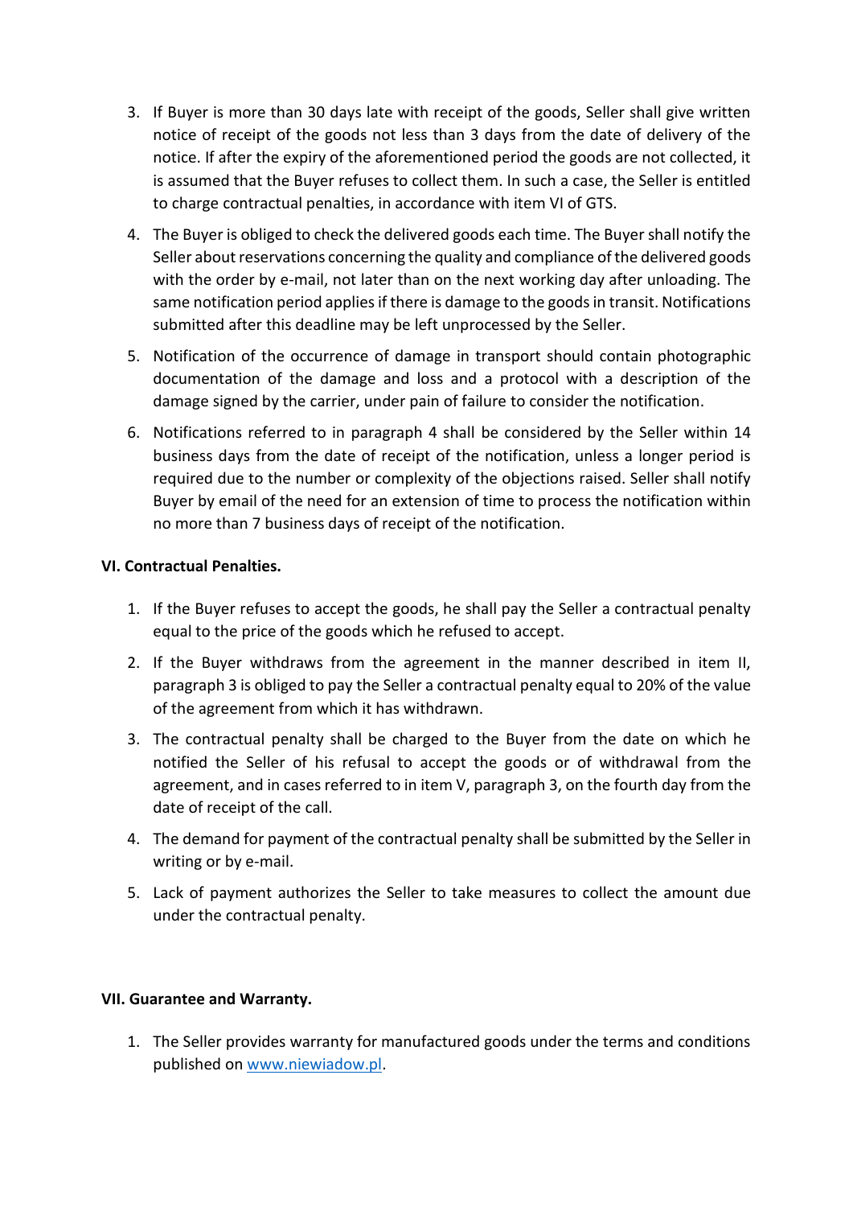3. If Buyer is more than 30 days late with receipt of the goods, Seller shall give written notice of receipt of the goods not less than 3 days from the date of delivery of the notice. If after the expiry of the aforementioned period the goods are not collected, it is assumed that the Buyer refuses to collect them. In such a case, the Seller is entitled to charge contractual penalties, in accordance with item VI of GTS.
4. The Buyer is obliged to check the delivered goods each time. The Buyer shall notify the Seller about reservations concerning the quality and compliance of the delivered goods with the order by e-mail, not later than on the next working day after unloading. The same notification period applies if there is damage to the goods in transit. Notifications submitted after this deadline may be left unprocessed by the Seller.
5. Notification of the occurrence of damage in transport should contain photographic documentation of the damage and loss and a protocol with a description of the damage signed by the carrier, under pain of failure to consider the notification.
6. Notifications referred to in paragraph 4 shall be considered by the Seller within 14 business days from the date of receipt of the notification, unless a longer period is required due to the number or complexity of the objections raised. Seller shall notify Buyer by email of the need for an extension of time to process the notification within no more than 7 business days of receipt of the notification.

**VI. Contractual Penalties.**

1. If the Buyer refuses to accept the goods, he shall pay the Seller a contractual penalty equal to the price of the goods which he refused to accept.
2. If the Buyer withdraws from the agreement in the manner described in item II, paragraph 3 is obliged to pay the Seller a contractual penalty equal to 20% of the value of the agreement from which it has withdrawn.
3. The contractual penalty shall be charged to the Buyer from the date on which he notified the Seller of his refusal to accept the goods or of withdrawal from the agreement, and in cases referred to in item V, paragraph 3, on the fourth day from the date of receipt of the call.
4. The demand for payment of the contractual penalty shall be submitted by the Seller in writing or by e-mail.
5. Lack of payment authorizes the Seller to take measures to collect the amount due under the contractual penalty.

**VII. Guarantee and Warranty.**

1. The Seller provides warranty for manufactured goods under the terms and conditions published on [www.niewiadow.pl](http://www.niewiadow.pl).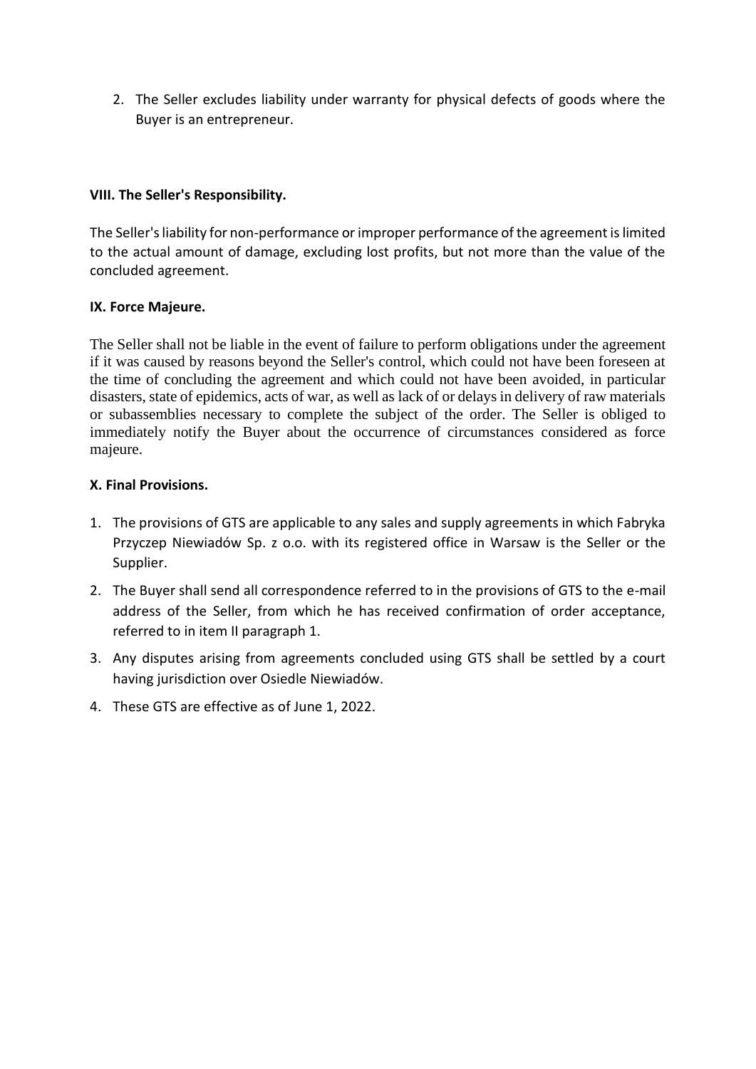2. The Seller excludes liability under warranty for physical defects of goods where the Buyer is an entrepreneur.

### VIII. The Seller's Responsibility.

The Seller's liability for non-performance or improper performance of the agreement is limited to the actual amount of damage, excluding lost profits, but not more than the value of the concluded agreement.

### IX. Force Majeure.

The Seller shall not be liable in the event of failure to perform obligations under the agreement if it was caused by reasons beyond the Seller's control, which could not have been foreseen at the time of concluding the agreement and which could not have been avoided, in particular disasters, state of epidemics, acts of war, as well as lack of or delays in delivery of raw materials or subassemblies necessary to complete the subject of the order. The Seller is obliged to immediately notify the Buyer about the occurrence of circumstances considered as force majeure.

### X. Final Provisions.

1. The provisions of GTS are applicable to any sales and supply agreements in which Fabryka Przyczep Niewiadów Sp. z o.o. with its registered office in Warsaw is the Seller or the Supplier.
2. The Buyer shall send all correspondence referred to in the provisions of GTS to the e-mail address of the Seller, from which he has received confirmation of order acceptance, referred to in item II paragraph 1.
3. Any disputes arising from agreements concluded using GTS shall be settled by a court having jurisdiction over Osiedle Niewiadów.
4. These GTS are effective as of June 1, 2022.